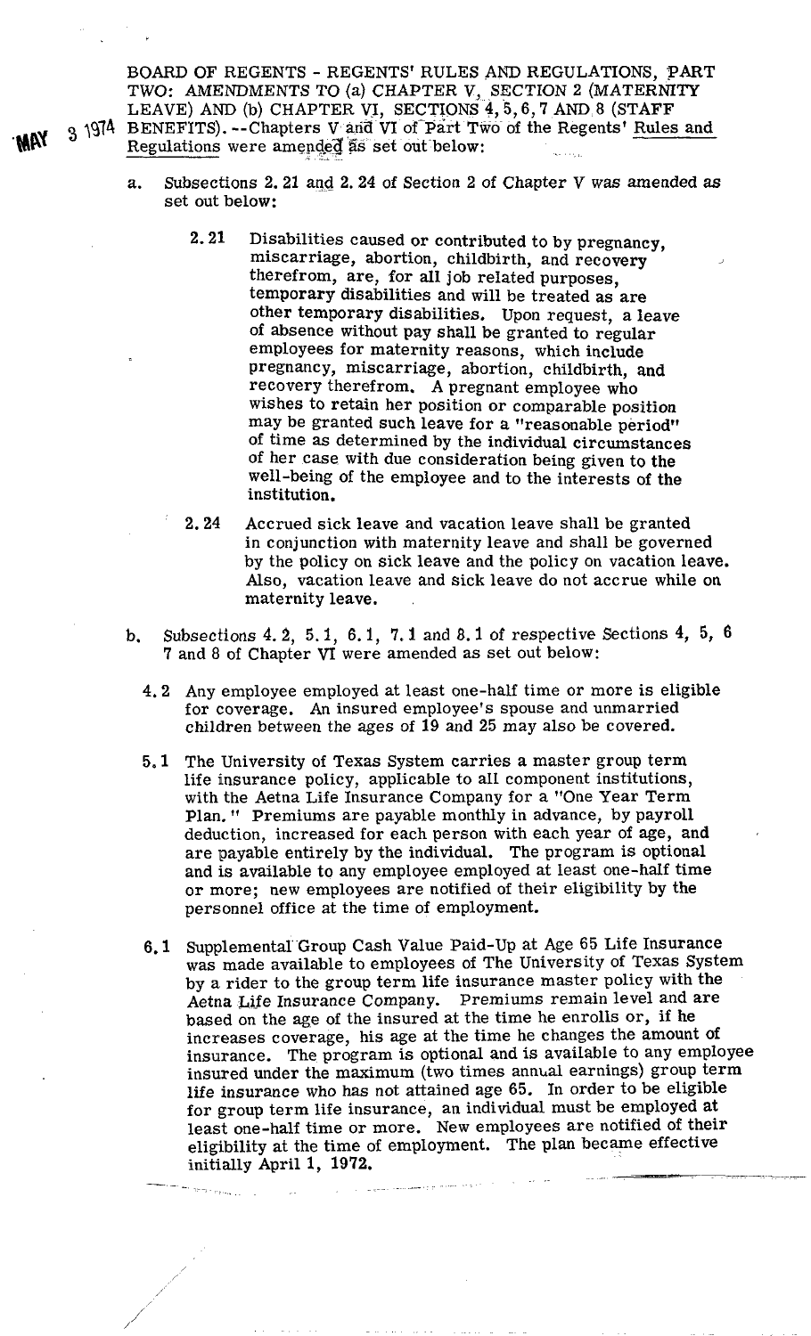MAY 3 1974

BOARD OF REGENTS - REGENTS' RULES AND REGULATIONS, PART TWO: AMENDMENTS TO (a) CHAPTER V, SECTION 2 (MATERNITY LEAVE) AND (b) CHAPTER VI, SECTIONS 4, 5, 6, 7 AND 8 (STAFF BENEFITS).--Chapters V and VI of Part Two of the Regents' Rules and Regulations were amended as set out below:

a. Subsections 2.21 and 2.24 of Section 2 of Chapter V was amended as set out below:

   2.21 Disabilities caused or contributed to by pregnancy, miscarriage, abortion, childbirth, and recovery therefrom, are, for all job related purposes, temporary disabilities and will be treated as are other temporary disabilities. Upon request, a leave of absence without pay shall be granted to regular employees for maternity reasons, which include pregnancy, miscarriage, abortion, childbirth, and recovery therefrom. A pregnant employee who wishes to retain her position or comparable position may be granted such leave for a "reasonable period" of time as determined by the individual circumstances of her case with due consideration being given to the well-being of the employee and to the interests of the institution.

   2.24 Accrued sick leave and vacation leave shall be granted in conjunction with maternity leave and shall be governed by the policy on sick leave and the policy on vacation leave. Also, vacation leave and sick leave do not accrue while on maternity leave.

b. Subsections 4.2, 5.1, 6.1, 7.1 and 8.1 of respective Sections 4, 5, 6 7 and 8 of Chapter VI were amended as set out below:

   4.2 Any employee employed at least one-half time or more is eligible for coverage. An insured employee's spouse and unmarried children between the ages of 19 and 25 may also be covered.

   5.1 The University of Texas System carries a master group term life insurance policy, applicable to all component institutions, with the Aetna Life Insurance Company for a "One Year Term Plan." Premiums are payable monthly in advance, by payroll deduction, increased for each person with each year of age, and are payable entirely by the individual. The program is optional and is available to any employee employed at least one-half time or more; new employees are notified of their eligibility by the personnel office at the time of employment.

   6.1 Supplemental Group Cash Value Paid-Up at Age 65 Life Insurance was made available to employees of The University of Texas System by a rider to the group term life insurance master policy with the Aetna Life Insurance Company. Premiums remain level and are based on the age of the insured at the time he enrolls or, if he increases coverage, his age at the time he changes the amount of insurance. The program is optional and is available to any employee insured under the maximum (two times annual earnings) group term life insurance who has not attained age 65. In order to be eligible for group term life insurance, an individual must be employed at least one-half time or more. New employees are notified of their eligibility at the time of employment. The plan became effective initially April 1, 1972.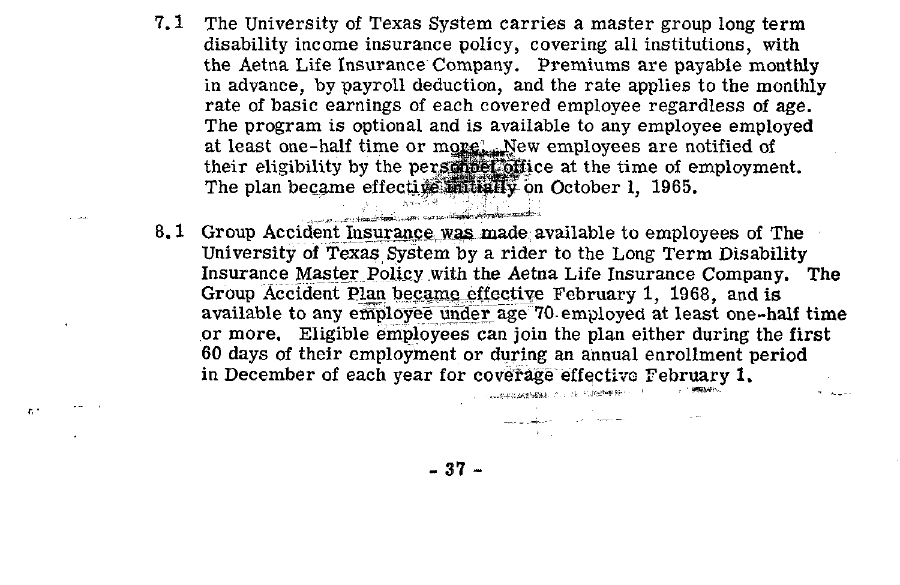7.1 The University of Texas System carries a master group long term disability income insurance policy, covering all institutions, with the Aetna Life Insurance Company. Premiums are payable monthly in advance, by payroll deduction, and the rate applies to the monthly rate of basic earnings of each covered employee regardless of age. The program is optional and is available to any employee employed at least one-half time or more. New employees are notified of their eligibility by the personnel office at the time of employment. The plan became effective initially on October 1, 1965.

8.1 Group Accident Insurance was made available to employees of The University of Texas System by a rider to the Long Term Disability Insurance Master Policy with the Aetna Life Insurance Company. The Group Accident Plan became effective February 1, 1968, and is available to any employee under age 70 employed at least one-half time or more. Eligible employees can join the plan either during the first 60 days of their employment or during an annual enrollment period in December of each year for coverage effective February 1.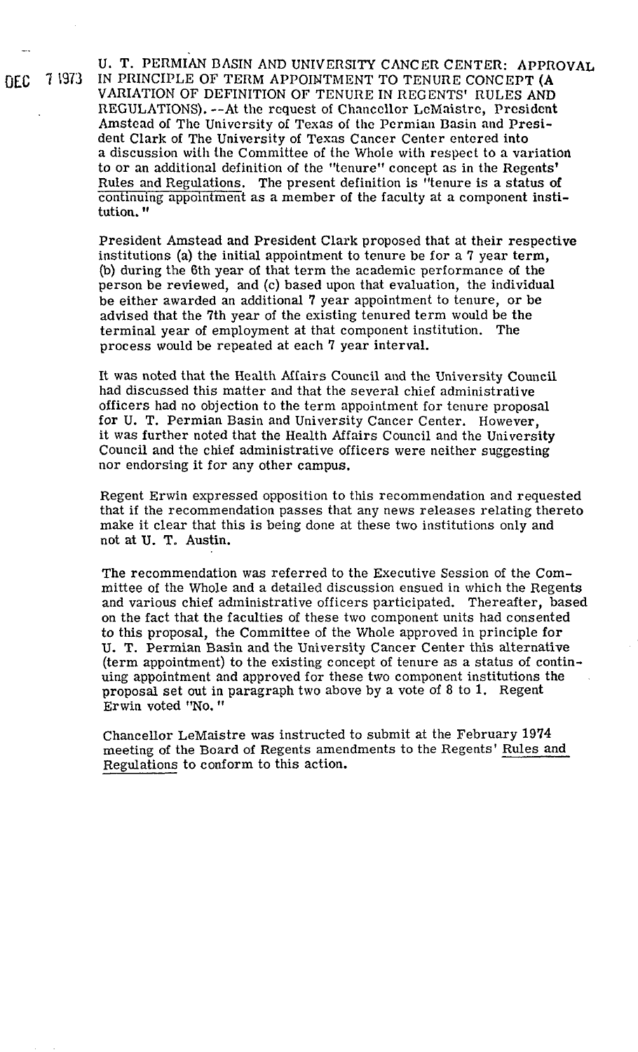DEC 7 1973

U. T. PERMIAN BASIN AND UNIVERSITY CANCER CENTER: APPROVAL IN PRINCIPLE OF TERM APPOINTMENT TO TENURE CONCEPT (A VARIATION OF DEFINITION OF TENURE IN REGENTS' RULES AND REGULATIONS). --At the request of Chancellor LeMaistre, President Amstead of The University of Texas of the Permian Basin and President Clark of The University of Texas Cancer Center entered into a discussion with the Committee of the Whole with respect to a variation to or an additional definition of the "tenure" concept as in the Regents' Rules and Regulations. The present definition is "tenure is a status of continuing appointment as a member of the faculty at a component institution."

President Amstead and President Clark proposed that at their respective institutions (a) the initial appointment to tenure be for a 7 year term, (b) during the 6th year of that term the academic performance of the person be reviewed, and (c) based upon that evaluation, the individual be either awarded an additional 7 year appointment to tenure, or be advised that the 7th year of the existing tenured term would be the terminal year of employment at that component institution. The process would be repeated at each 7 year interval.

It was noted that the Health Affairs Council and the University Council had discussed this matter and that the several chief administrative officers had no objection to the term appointment for tenure proposal for U. T. Permian Basin and University Cancer Center. However, it was further noted that the Health Affairs Council and the University Council and the chief administrative officers were neither suggesting nor endorsing it for any other campus.

Regent Erwin expressed opposition to this recommendation and requested that if the recommendation passes that any news releases relating thereto make it clear that this is being done at these two institutions only and not at U. T. Austin.

The recommendation was referred to the Executive Session of the Committee of the Whole and a detailed discussion ensued in which the Regents and various chief administrative officers participated. Thereafter, based on the fact that the faculties of these two component units had consented to this proposal, the Committee of the Whole approved in principle for U. T. Permian Basin and the University Cancer Center this alternative (term appointment) to the existing concept of tenure as a status of continuing appointment and approved for these two component institutions the proposal set out in paragraph two above by a vote of 8 to 1. Regent Erwin voted "No."

Chancellor LeMaistre was instructed to submit at the February 1974 meeting of the Board of Regents amendments to the Regents' Rules and Regulations to conform to this action.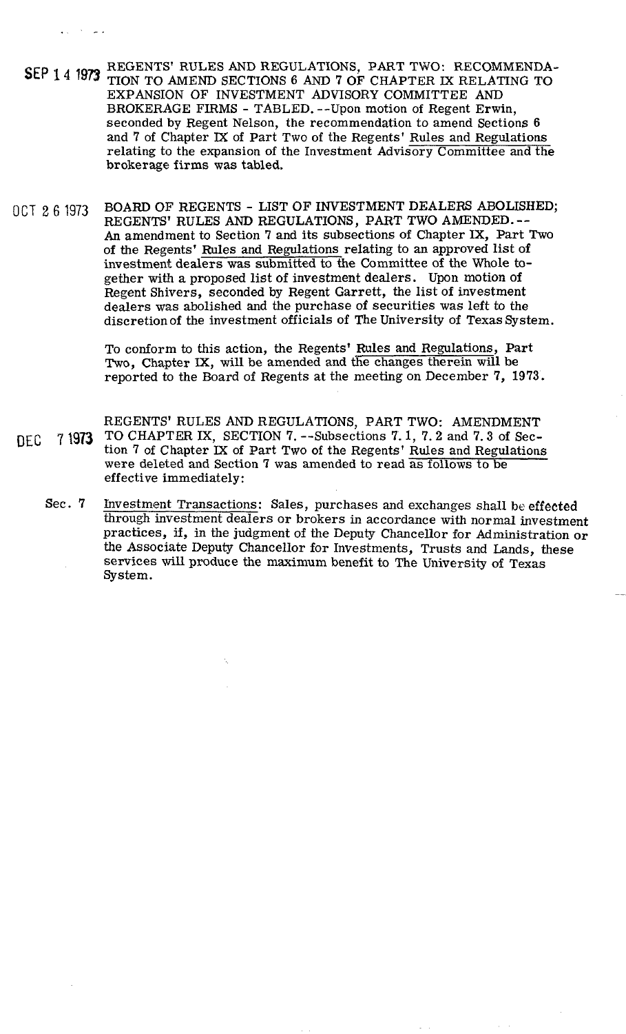SEP 14 1973 REGENTS' RULES AND REGULATIONS, PART TWO: RECOMMENDATION TO AMEND SECTIONS 6 AND 7 OF CHAPTER IX RELATING TO EXPANSION OF INVESTMENT ADVISORY COMMITTEE AND BROKERAGE FIRMS - TABLED.--Upon motion of Regent Erwin, seconded by Regent Nelson, the recommendation to amend Sections 6 and 7 of Chapter IX of Part Two of the Regents' Rules and Regulations relating to the expansion of the Investment Advisory Committee and the brokerage firms was tabled.

OCT 26 1973 BOARD OF REGENTS - LIST OF INVESTMENT DEALERS ABOLISHED; REGENTS' RULES AND REGULATIONS, PART TWO AMENDED.--An amendment to Section 7 and its subsections of Chapter IX, Part Two of the Regents' Rules and Regulations relating to an approved list of investment dealers was submitted to the Committee of the Whole together with a proposed list of investment dealers. Upon motion of Regent Shivers, seconded by Regent Garrett, the list of investment dealers was abolished and the purchase of securities was left to the discretion of the investment officials of The University of Texas System.

To conform to this action, the Regents' Rules and Regulations, Part Two, Chapter IX, will be amended and the changes therein will be reported to the Board of Regents at the meeting on December 7, 1973.

DEC 7 1973 REGENTS' RULES AND REGULATIONS, PART TWO: AMENDMENT TO CHAPTER IX, SECTION 7.--Subsections 7.1, 7.2 and 7.3 of Section 7 of Chapter IX of Part Two of the Regents' Rules and Regulations were deleted and Section 7 was amended to read as follows to be effective immediately:

Sec. 7 Investment Transactions: Sales, purchases and exchanges shall be effected through investment dealers or brokers in accordance with normal investment practices, if, in the judgment of the Deputy Chancellor for Administration or the Associate Deputy Chancellor for Investments, Trusts and Lands, these services will produce the maximum benefit to The University of Texas System.